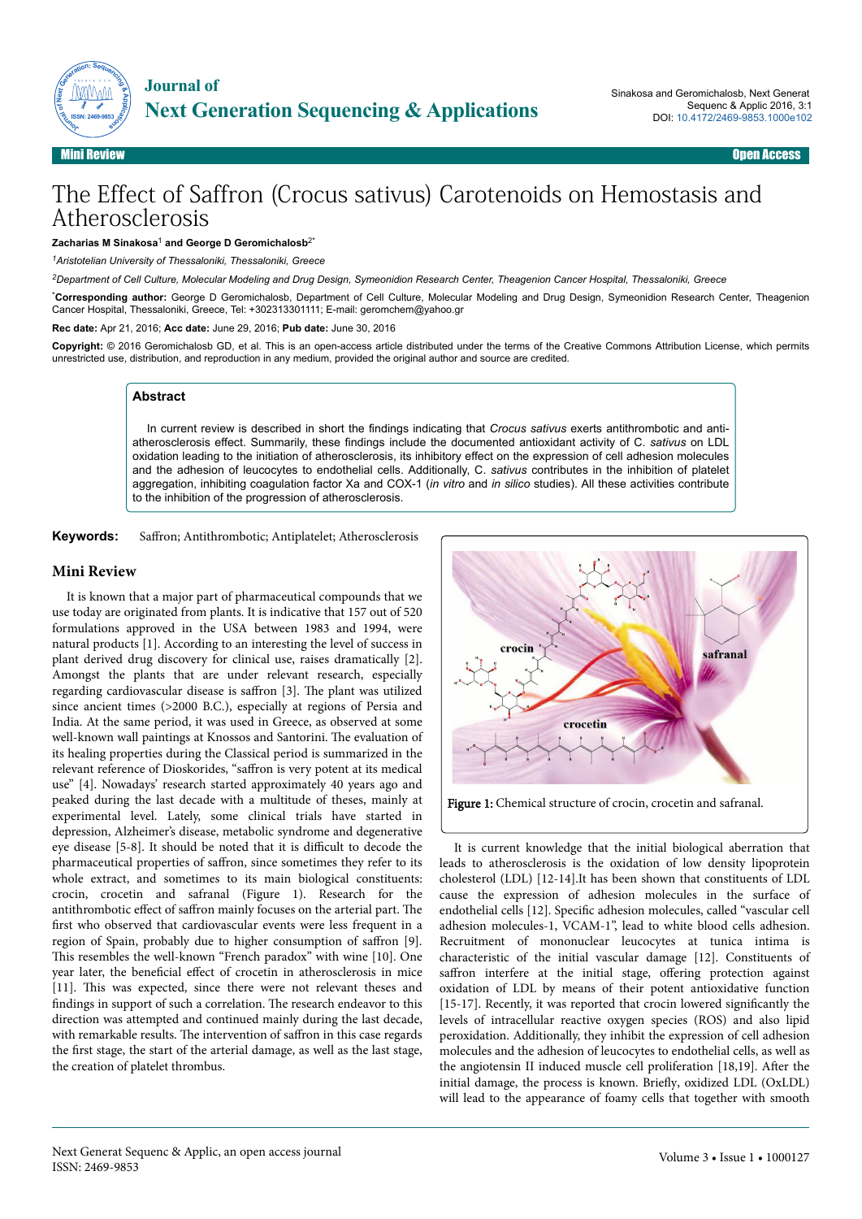# The Effect of Saffron (Crocus sativus) Carotenoids on Hemostasis and Atherosclerosis

**Zacharias M Sinakosa**[1] **and George D Geromichalosb**[2*]

[1]*Aristotelian University of Thessaloniki, Thessaloniki, Greece*

[2]*Department of Cell Culture, Molecular Modeling and Drug Design, Symeonidion Research Center, Theagenion Cancer Hospital, Thessaloniki, Greece*

[*]**Corresponding author:** George D Geromichalosb, Department of Cell Culture, Molecular Modeling and Drug Design, Symeonidion Research Center, Theagenion Cancer Hospital, Thessaloniki, Greece, Tel: +302313301111; E-mail: geromchem@yahoo.gr

**Rec date:** Apr 21, 2016; **Acc date:** June 29, 2016; **Pub date:** June 30, 2016

**Copyright:** © 2016 Geromichalosb GD, et al. This is an open-access article distributed under the terms of the Creative Commons Attribution License, which permits unrestricted use, distribution, and reproduction in any medium, provided the original author and source are credited.

## Abstract

In current review is described in short the findings indicating that *Crocus sativus* exerts antithrombotic and anti-atherosclerosis effect. Summarily, these findings include the documented antioxidant activity of C. *sativus* on LDL oxidation leading to the initiation of atherosclerosis, its inhibitory effect on the expression of cell adhesion molecules and the adhesion of leucocytes to endothelial cells. Additionally, C. *sativus* contributes in the inhibition of platelet aggregation, inhibiting coagulation factor Xa and COX-1 (*in vitro* and *in silico* studies). All these activities contribute to the inhibition of the progression of atherosclerosis.

**Keywords:** Saffron; Antithrombotic; Antiplatelet; Atherosclerosis

## Mini Review

It is known that a major part of pharmaceutical compounds that we use today are originated from plants. It is indicative that 157 out of 520 formulations approved in the USA between 1983 and 1994, were natural products [1]. According to an interesting the level of success in plant derived drug discovery for clinical use, raises dramatically [2]. Amongst the plants that are under relevant research, especially regarding cardiovascular disease is saffron [3]. The plant was utilized since ancient times (>2000 B.C.), especially at regions of Persia and India. At the same period, it was used in Greece, as observed at some well-known wall paintings at Knossos and Santorini. The evaluation of its healing properties during the Classical period is summarized in the relevant reference of Dioskorides, "saffron is very potent at its medical use" [4]. Nowadays' research started approximately 40 years ago and peaked during the last decade with a multitude of theses, mainly at experimental level. Lately, some clinical trials have started in depression, Alzheimer's disease, metabolic syndrome and degenerative eye disease [5-8]. It should be noted that it is difficult to decode the pharmaceutical properties of saffron, since sometimes they refer to its whole extract, and sometimes to its main biological constituents: crocin, crocetin and safranal (Figure 1). Research for the antithrombotic effect of saffron mainly focuses on the arterial part. The first who observed that cardiovascular events were less frequent in a region of Spain, probably due to higher consumption of saffron [9]. This resembles the well-known "French paradox" with wine [10]. One year later, the beneficial effect of crocetin in atherosclerosis in mice [11]. This was expected, since there were not relevant theses and findings in support of such a correlation. The research endeavor to this direction was attempted and continued mainly during the last decade, with remarkable results. The intervention of saffron in this case regards the first stage, the start of the arterial damage, as well as the last stage, the creation of platelet thrombus.

**Figure 1:** Chemical structure of crocin, crocetin and safranal.

It is current knowledge that the initial biological aberration that leads to atherosclerosis is the oxidation of low density lipoprotein cholesterol (LDL) [12-14].It has been shown that constituents of LDL cause the expression of adhesion molecules in the surface of endothelial cells [12]. Specific adhesion molecules, called "vascular cell adhesion molecules-1, VCAM-1", lead to white blood cells adhesion. Recruitment of mononuclear leucocytes at tunica intima is characteristic of the initial vascular damage [12]. Constituents of saffron interfere at the initial stage, offering protection against oxidation of LDL by means of their potent antioxidative function [15-17]. Recently, it was reported that crocin lowered significantly the levels of intracellular reactive oxygen species (ROS) and also lipid peroxidation. Additionally, they inhibit the expression of cell adhesion molecules and the adhesion of leucocytes to endothelial cells, as well as the angiotensin II induced muscle cell proliferation [18,19]. After the initial damage, the process is known. Briefly, oxidized LDL (OxLDL) will lead to the appearance of foamy cells that together with smooth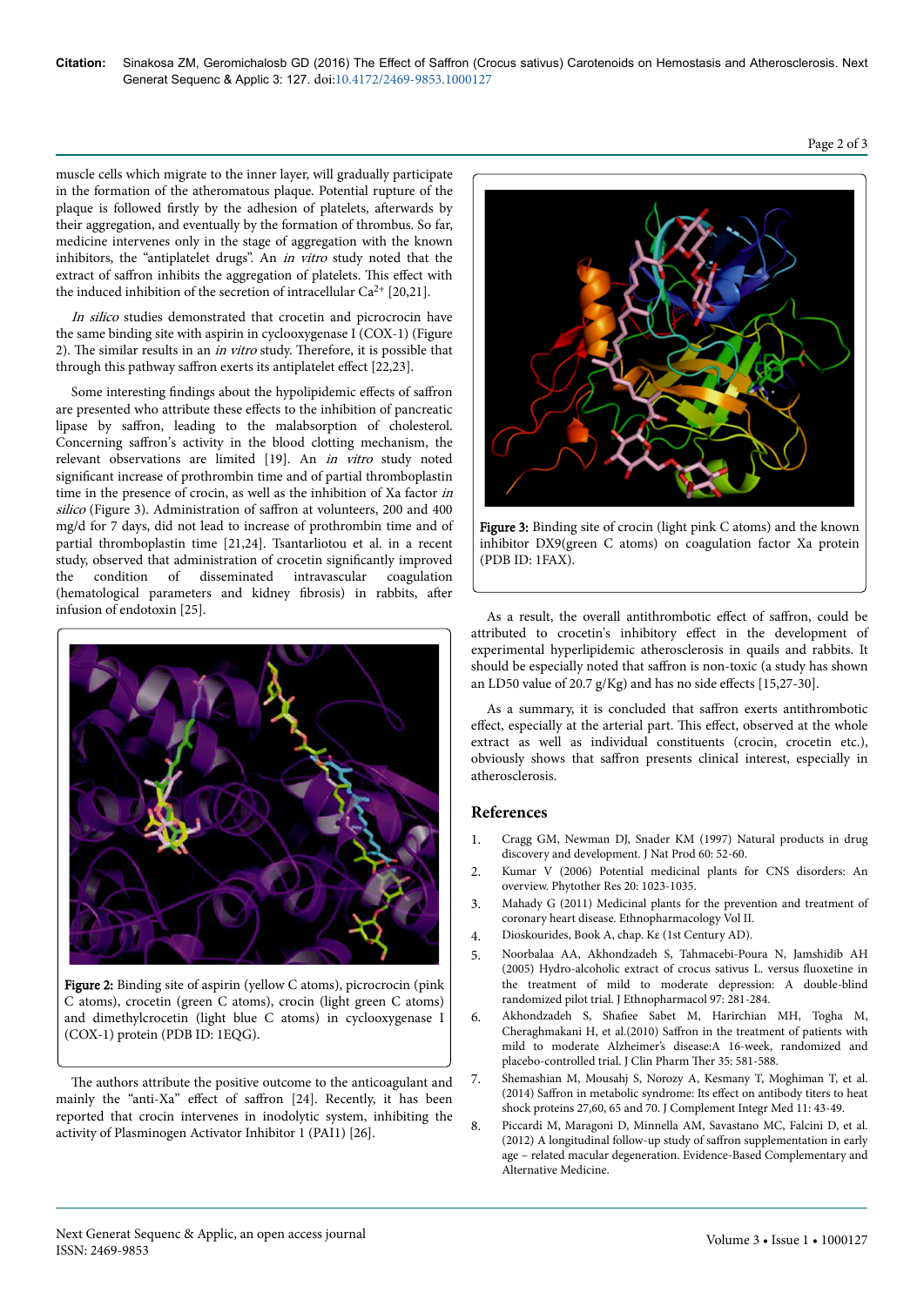muscle cells which migrate to the inner layer, will gradually participate in the formation of the atheromatous plaque. Potential rupture of the plaque is followed firstly by the adhesion of platelets, afterwards by their aggregation, and eventually by the formation of thrombus. So far, medicine intervenes only in the stage of aggregation with the known inhibitors, the "antiplatelet drugs". An *in vitro* study noted that the extract of saffron inhibits the aggregation of platelets. This effect with the induced inhibition of the secretion of intracellular $Ca^{2+}$ [20,21].

*In silico* studies demonstrated that crocetin and picrocrocin have the same binding site with aspirin in cyclooxygenase I (COX-1) (Figure 2). The similar results in an *in vitro* study. Therefore, it is possible that through this pathway saffron exerts its antiplatelet effect [22,23].

Some interesting findings about the hypolipidemic effects of saffron are presented who attribute these effects to the inhibition of pancreatic lipase by saffron, leading to the malabsorption of cholesterol. Concerning saffron's activity in the blood clotting mechanism, the relevant observations are limited [19]. An *in vitro* study noted significant increase of prothrombin time and of partial thromboplastin time in the presence of crocin, as well as the inhibition of Xa factor *in silico* (Figure 3). Administration of saffron at volunteers, 200 and 400 mg/d for 7 days, did not lead to increase of prothrombin time and of partial thromboplastin time [21,24]. Tsantarliotou et al. in a recent study, observed that administration of crocetin significantly improved the condition of disseminated intravascular coagulation (hematological parameters and kidney fibrosis) in rabbits, after infusion of endotoxin [25].

Figure 2: Binding site of aspirin (yellow C atoms), picrocrocin (pink C atoms), crocetin (green C atoms), crocin (light green C atoms) and dimethylcrocetin (light blue C atoms) in cyclooxygenase I (COX-1) protein (PDB ID: 1EQG).

The authors attribute the positive outcome to the anticoagulant and mainly the "anti-Xa" effect of saffron [24]. Recently, it has been reported that crocin intervenes in inodolytic system, inhibiting the activity of Plasminogen Activator Inhibitor 1 (PAI1) [26].

Figure 3: Binding site of crocin (light pink C atoms) and the known inhibitor DX9(green C atoms) on coagulation factor Xa protein (PDB ID: 1FAX).

As a result, the overall antithrombotic effect of saffron, could be attributed to crocetin's inhibitory effect in the development of experimental hyperlipidemic atherosclerosis in quails and rabbits. It should be especially noted that saffron is non-toxic (a study has shown an LD50 value of 20.7 g/Kg) and has no side effects [15,27-30].

As a summary, it is concluded that saffron exerts antithrombotic effect, especially at the arterial part. This effect, observed at the whole extract as well as individual constituents (crocin, crocetin etc.), obviously shows that saffron presents clinical interest, especially in atherosclerosis.

## References

1. Cragg GM, Newman DJ, Snader KM (1997) Natural products in drug discovery and development. J Nat Prod 60: 52-60.
2. Kumar V (2006) Potential medicinal plants for CNS disorders: An overview. Phytother Res 20: 1023-1035.
3. Mahady G (2011) Medicinal plants for the prevention and treatment of coronary heart disease. Ethnopharmacology Vol II.
4. Dioskourides, Book A, chap. Κε (1st Century AD).
5. Noorbalaa AA, Akhondzadeh S, Tahmacebi-Poura N, Jamshidib AH (2005) Hydro-alcoholic extract of crocus sativus L. versus fluoxetine in the treatment of mild to moderate depression: A double-blind randomized pilot trial. J Ethnopharmacol 97: 281-284.
6. Akhondzadeh S, Shafiee Sabet M, Harirchian MH, Togha M, Cheraghmakani H, et al.(2010) Saffron in the treatment of patients with mild to moderate Alzheimer's disease:A 16-week, randomized and placebo-controlled trial. J Clin Pharm Ther 35: 581-588.
7. Shemashian M, Mousahj S, Norozy A, Kesmany T, Moghiman T, et al. (2014) Saffron in metabolic syndrome: Its effect on antibody titers to heat shock proteins 27,60, 65 and 70. J Complement Integr Med 11: 43-49.
8. Piccardi M, Maragoni D, Minnella AM, Savastano MC, Falcini D, et al. (2012) A longitudinal follow-up study of saffron supplementation in early age – related macular degeneration. Evidence-Based Complementary and Alternative Medicine.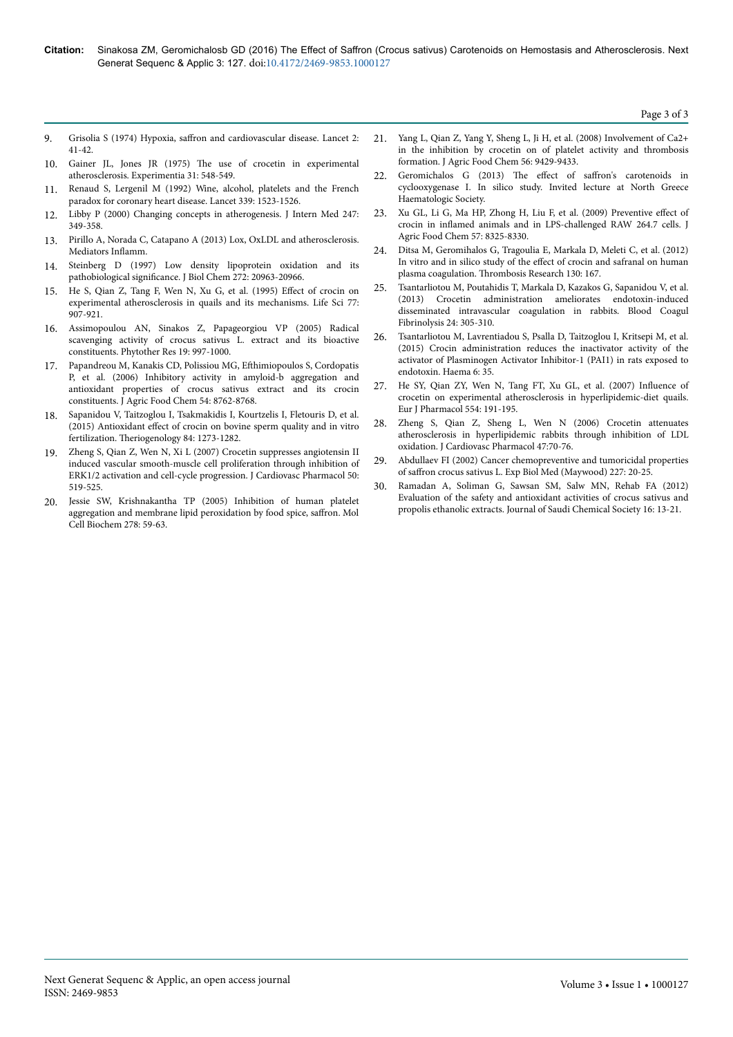9. Grisolia S (1974) Hypoxia, saffron and cardiovascular disease. Lancet 2: 41-42.
10. Gainer JL, Jones JR (1975) The use of crocetin in experimental atherosclerosis. Experimentia 31: 548-549.
11. Renaud S, Lergenil M (1992) Wine, alcohol, platelets and the French paradox for coronary heart disease. Lancet 339: 1523-1526.
12. Libby P (2000) Changing concepts in atherogenesis. J Intern Med 247: 349-358.
13. Pirillo A, Norada C, Catapano A (2013) Lox, OxLDL and atherosclerosis. Mediators Inflamm.
14. Steinberg D (1997) Low density lipoprotein oxidation and its pathobiological significance. J Biol Chem 272: 20963-20966.
15. He S, Qian Z, Tang F, Wen N, Xu G, et al. (1995) Effect of crocin on experimental atherosclerosis in quails and its mechanisms. Life Sci 77: 907-921.
16. Assimopoulou AN, Sinakos Z, Papageorgiou VP (2005) Radical scavenging activity of crocus sativus L. extract and its bioactive constituents. Phytother Res 19: 997-1000.
17. Papandreou M, Kanakis CD, Polissiou MG, Efthimiopoulos S, Cordopatis P, et al. (2006) Inhibitory activity in amyloid-b aggregation and antioxidant properties of crocus sativus extract and its crocin constituents. J Agric Food Chem 54: 8762-8768.
18. Sapanidou V, Taitzoglou I, Tsakmakidis I, Kourtzelis I, Fletouris D, et al. (2015) Antioxidant effect of crocin on bovine sperm quality and in vitro fertilization. Theriogenology 84: 1273-1282.
19. Zheng S, Qian Z, Wen N, Xi L (2007) Crocetin suppresses angiotensin II induced vascular smooth-muscle cell proliferation through inhibition of ERK1/2 activation and cell-cycle progression. J Cardiovasc Pharmacol 50: 519-525.
20. Jessie SW, Krishnakantha TP (2005) Inhibition of human platelet aggregation and membrane lipid peroxidation by food spice, saffron. Mol Cell Biochem 278: 59-63.
21. Yang L, Qian Z, Yang Y, Sheng L, Ji H, et al. (2008) Involvement of Ca2+ in the inhibition by crocetin on of platelet activity and thrombosis formation. J Agric Food Chem 56: 9429-9433.
22. Geromichalos G (2013) The effect of saffron's carotenoids in cyclooxygenase I. In silico study. Invited lecture at North Greece Haematologic Society.
23. Xu GL, Li G, Ma HP, Zhong H, Liu F, et al. (2009) Preventive effect of crocin in inflamed animals and in LPS-challenged RAW 264.7 cells. J Agric Food Chem 57: 8325-8330.
24. Ditsa M, Geromihalos G, Tragoulia E, Markala D, Meleti C, et al. (2012) In vitro and in silico study of the effect of crocin and safranal on human plasma coagulation. Thrombosis Research 130: 167.
25. Tsantarliotou M, Poutahidis T, Markala D, Kazakos G, Sapanidou V, et al. (2013) Crocetin administration ameliorates endotoxin-induced disseminated intravascular coagulation in rabbits. Blood Coagul Fibrinolysis 24: 305-310.
26. Tsantarliotou M, Lavrentiadou S, Psalla D, Taitzoglou I, Kritsepi M, et al. (2015) Crocin administration reduces the inactivator activity of the activator of Plasminogen Activator Inhibitor-1 (PAI1) in rats exposed to endotoxin. Haema 6: 35.
27. He SY, Qian ZY, Wen N, Tang FT, Xu GL, et al. (2007) Influence of crocetin on experimental atherosclerosis in hyperlipidemic-diet quails. Eur J Pharmacol 554: 191-195.
28. Zheng S, Qian Z, Sheng L, Wen N (2006) Crocetin attenuates atherosclerosis in hyperlipidemic rabbits through inhibition of LDL oxidation. J Cardiovasc Pharmacol 47:70-76.
29. Abdullaev FI (2002) Cancer chemopreventive and tumoricidal properties of saffron crocus sativus L. Exp Biol Med (Maywood) 227: 20-25.
30. Ramadan A, Soliman G, Sawsan SM, Salw MN, Rehab FA (2012) Evaluation of the safety and antioxidant activities of crocus sativus and propolis ethanolic extracts. Journal of Saudi Chemical Society 16: 13-21.